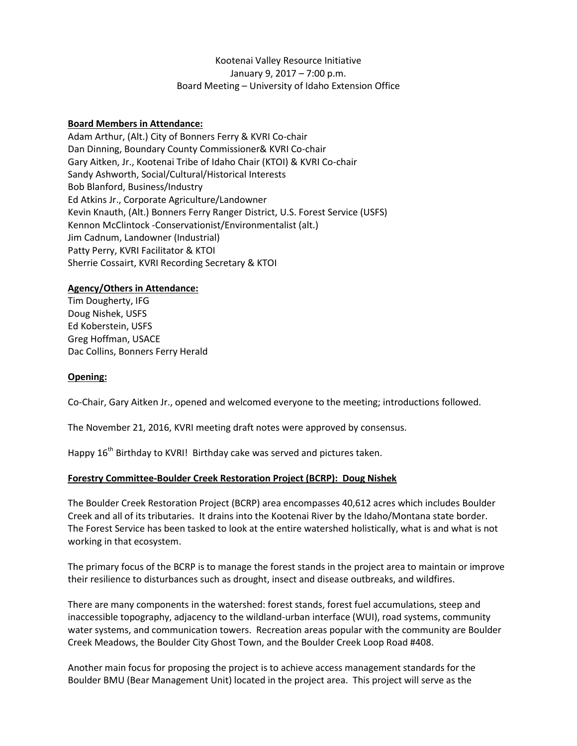Kootenai Valley Resource Initiative
January 9, 2017 – 7:00 p.m.
Board Meeting – University of Idaho Extension Office

**Board Members in Attendance:**

Adam Arthur, (Alt.) City of Bonners Ferry & KVRI Co-chair
Dan Dinning, Boundary County Commissioner& KVRI Co-chair
Gary Aitken, Jr., Kootenai Tribe of Idaho Chair (KTOI) & KVRI Co-chair
Sandy Ashworth, Social/Cultural/Historical Interests
Bob Blanford, Business/Industry
Ed Atkins Jr., Corporate Agriculture/Landowner
Kevin Knauth, (Alt.) Bonners Ferry Ranger District, U.S. Forest Service (USFS)
Kennon McClintock -Conservationist/Environmentalist (alt.)
Jim Cadnum, Landowner (Industrial)
Patty Perry, KVRI Facilitator & KTOI
Sherrie Cossairt, KVRI Recording Secretary & KTOI

**Agency/Others in Attendance:**

Tim Dougherty, IFG
Doug Nishek, USFS
Ed Koberstein, USFS
Greg Hoffman, USACE
Dac Collins, Bonners Ferry Herald

**Opening:**

Co-Chair, Gary Aitken Jr., opened and welcomed everyone to the meeting; introductions followed.

The November 21, 2016, KVRI meeting draft notes were approved by consensus.

Happy 16th Birthday to KVRI! Birthday cake was served and pictures taken.

**Forestry Committee-Boulder Creek Restoration Project (BCRP): Doug Nishek**

The Boulder Creek Restoration Project (BCRP) area encompasses 40,612 acres which includes Boulder Creek and all of its tributaries. It drains into the Kootenai River by the Idaho/Montana state border. The Forest Service has been tasked to look at the entire watershed holistically, what is and what is not working in that ecosystem.

The primary focus of the BCRP is to manage the forest stands in the project area to maintain or improve their resilience to disturbances such as drought, insect and disease outbreaks, and wildfires.

There are many components in the watershed: forest stands, forest fuel accumulations, steep and inaccessible topography, adjacency to the wildland-urban interface (WUI), road systems, community water systems, and communication towers. Recreation areas popular with the community are Boulder Creek Meadows, the Boulder City Ghost Town, and the Boulder Creek Loop Road #408.

Another main focus for proposing the project is to achieve access management standards for the Boulder BMU (Bear Management Unit) located in the project area. This project will serve as the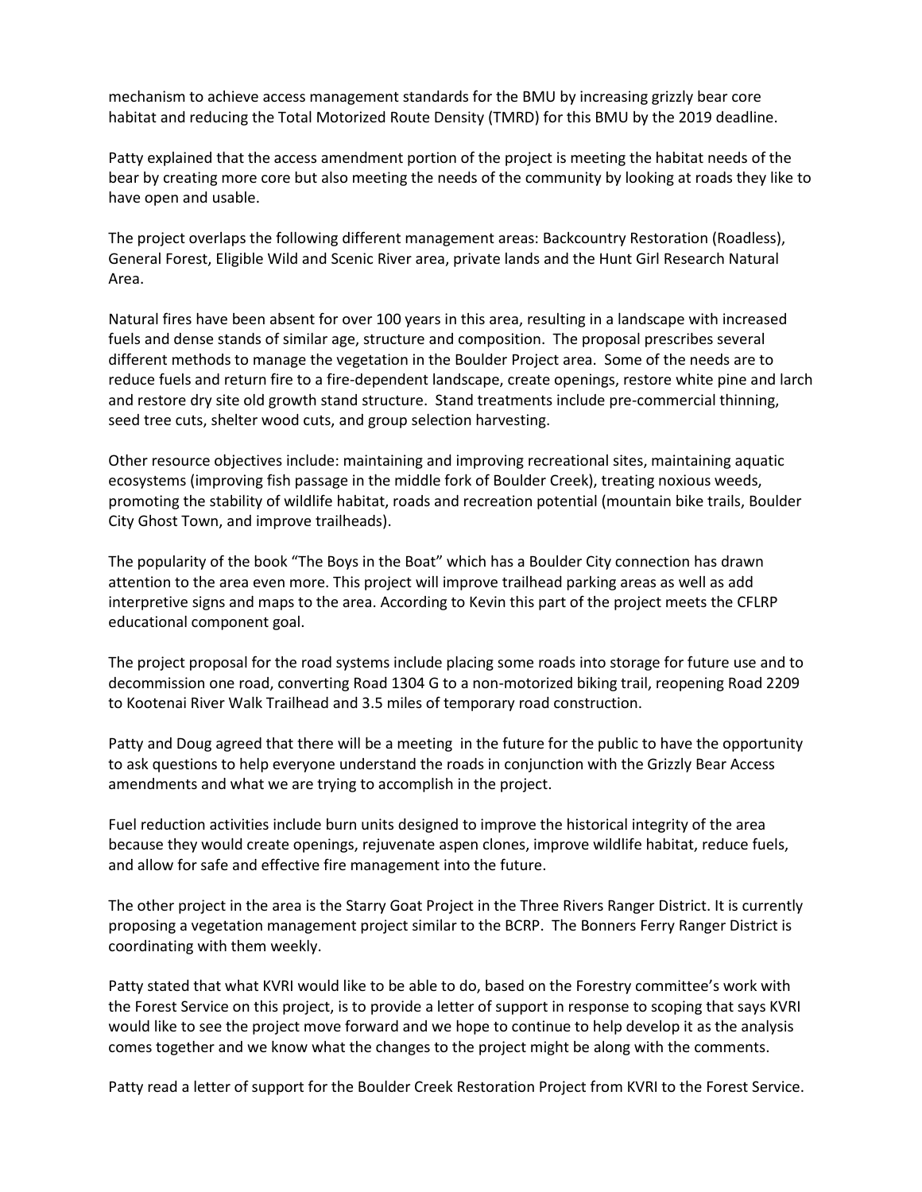mechanism to achieve access management standards for the BMU by increasing grizzly bear core habitat and reducing the Total Motorized Route Density (TMRD) for this BMU by the 2019 deadline.

Patty explained that the access amendment portion of the project is meeting the habitat needs of the bear by creating more core but also meeting the needs of the community by looking at roads they like to have open and usable.

The project overlaps the following different management areas: Backcountry Restoration (Roadless), General Forest, Eligible Wild and Scenic River area, private lands and the Hunt Girl Research Natural Area.

Natural fires have been absent for over 100 years in this area, resulting in a landscape with increased fuels and dense stands of similar age, structure and composition. The proposal prescribes several different methods to manage the vegetation in the Boulder Project area. Some of the needs are to reduce fuels and return fire to a fire-dependent landscape, create openings, restore white pine and larch and restore dry site old growth stand structure. Stand treatments include pre-commercial thinning, seed tree cuts, shelter wood cuts, and group selection harvesting.

Other resource objectives include: maintaining and improving recreational sites, maintaining aquatic ecosystems (improving fish passage in the middle fork of Boulder Creek), treating noxious weeds, promoting the stability of wildlife habitat, roads and recreation potential (mountain bike trails, Boulder City Ghost Town, and improve trailheads).

The popularity of the book "The Boys in the Boat" which has a Boulder City connection has drawn attention to the area even more. This project will improve trailhead parking areas as well as add interpretive signs and maps to the area. According to Kevin this part of the project meets the CFLRP educational component goal.

The project proposal for the road systems include placing some roads into storage for future use and to decommission one road, converting Road 1304 G to a non-motorized biking trail, reopening Road 2209 to Kootenai River Walk Trailhead and 3.5 miles of temporary road construction.

Patty and Doug agreed that there will be a meeting in the future for the public to have the opportunity to ask questions to help everyone understand the roads in conjunction with the Grizzly Bear Access amendments and what we are trying to accomplish in the project.

Fuel reduction activities include burn units designed to improve the historical integrity of the area because they would create openings, rejuvenate aspen clones, improve wildlife habitat, reduce fuels, and allow for safe and effective fire management into the future.

The other project in the area is the Starry Goat Project in the Three Rivers Ranger District. It is currently proposing a vegetation management project similar to the BCRP. The Bonners Ferry Ranger District is coordinating with them weekly.

Patty stated that what KVRI would like to be able to do, based on the Forestry committee's work with the Forest Service on this project, is to provide a letter of support in response to scoping that says KVRI would like to see the project move forward and we hope to continue to help develop it as the analysis comes together and we know what the changes to the project might be along with the comments.

Patty read a letter of support for the Boulder Creek Restoration Project from KVRI to the Forest Service.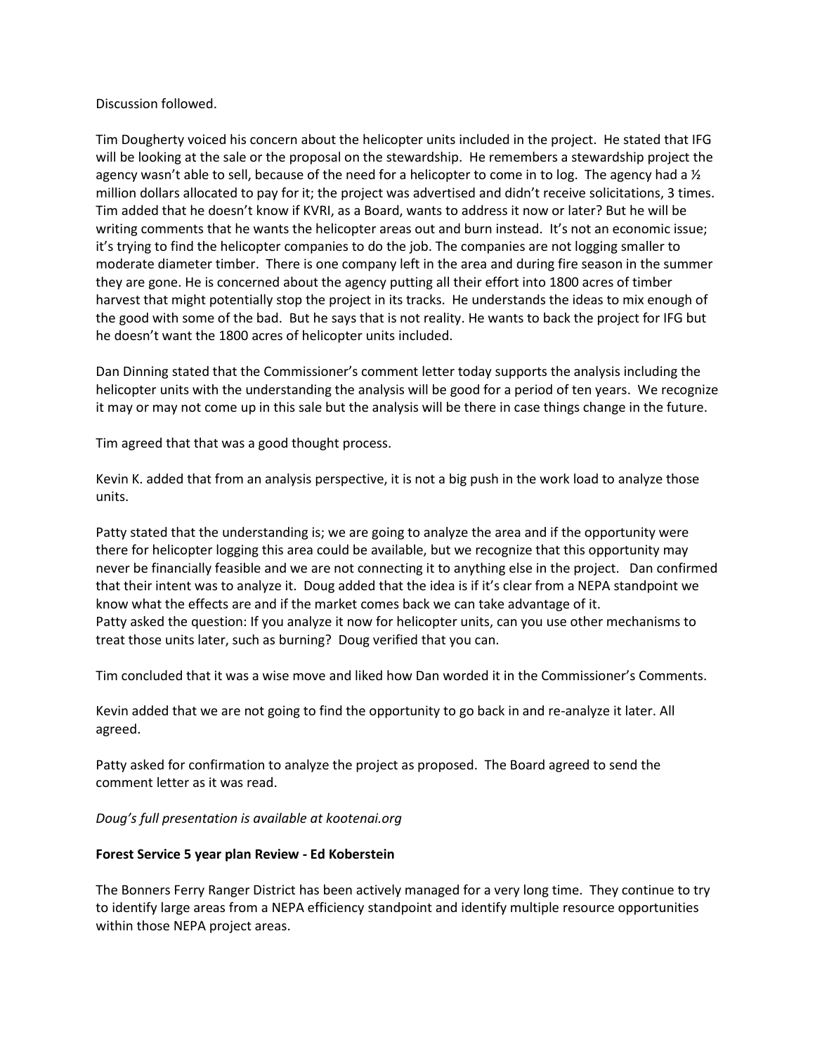Discussion followed.

Tim Dougherty voiced his concern about the helicopter units included in the project. He stated that IFG will be looking at the sale or the proposal on the stewardship. He remembers a stewardship project the agency wasn't able to sell, because of the need for a helicopter to come in to log. The agency had a ½ million dollars allocated to pay for it; the project was advertised and didn't receive solicitations, 3 times. Tim added that he doesn't know if KVRI, as a Board, wants to address it now or later? But he will be writing comments that he wants the helicopter areas out and burn instead. It's not an economic issue; it's trying to find the helicopter companies to do the job. The companies are not logging smaller to moderate diameter timber. There is one company left in the area and during fire season in the summer they are gone. He is concerned about the agency putting all their effort into 1800 acres of timber harvest that might potentially stop the project in its tracks. He understands the ideas to mix enough of the good with some of the bad. But he says that is not reality. He wants to back the project for IFG but he doesn't want the 1800 acres of helicopter units included.

Dan Dinning stated that the Commissioner's comment letter today supports the analysis including the helicopter units with the understanding the analysis will be good for a period of ten years. We recognize it may or may not come up in this sale but the analysis will be there in case things change in the future.

Tim agreed that that was a good thought process.

Kevin K. added that from an analysis perspective, it is not a big push in the work load to analyze those units.

Patty stated that the understanding is; we are going to analyze the area and if the opportunity were there for helicopter logging this area could be available, but we recognize that this opportunity may never be financially feasible and we are not connecting it to anything else in the project. Dan confirmed that their intent was to analyze it. Doug added that the idea is if it's clear from a NEPA standpoint we know what the effects are and if the market comes back we can take advantage of it.
Patty asked the question: If you analyze it now for helicopter units, can you use other mechanisms to treat those units later, such as burning? Doug verified that you can.

Tim concluded that it was a wise move and liked how Dan worded it in the Commissioner's Comments.

Kevin added that we are not going to find the opportunity to go back in and re-analyze it later. All agreed.

Patty asked for confirmation to analyze the project as proposed. The Board agreed to send the comment letter as it was read.

*Doug's full presentation is available at kootenai.org*

**Forest Service 5 year plan Review - Ed Koberstein**

The Bonners Ferry Ranger District has been actively managed for a very long time. They continue to try to identify large areas from a NEPA efficiency standpoint and identify multiple resource opportunities within those NEPA project areas.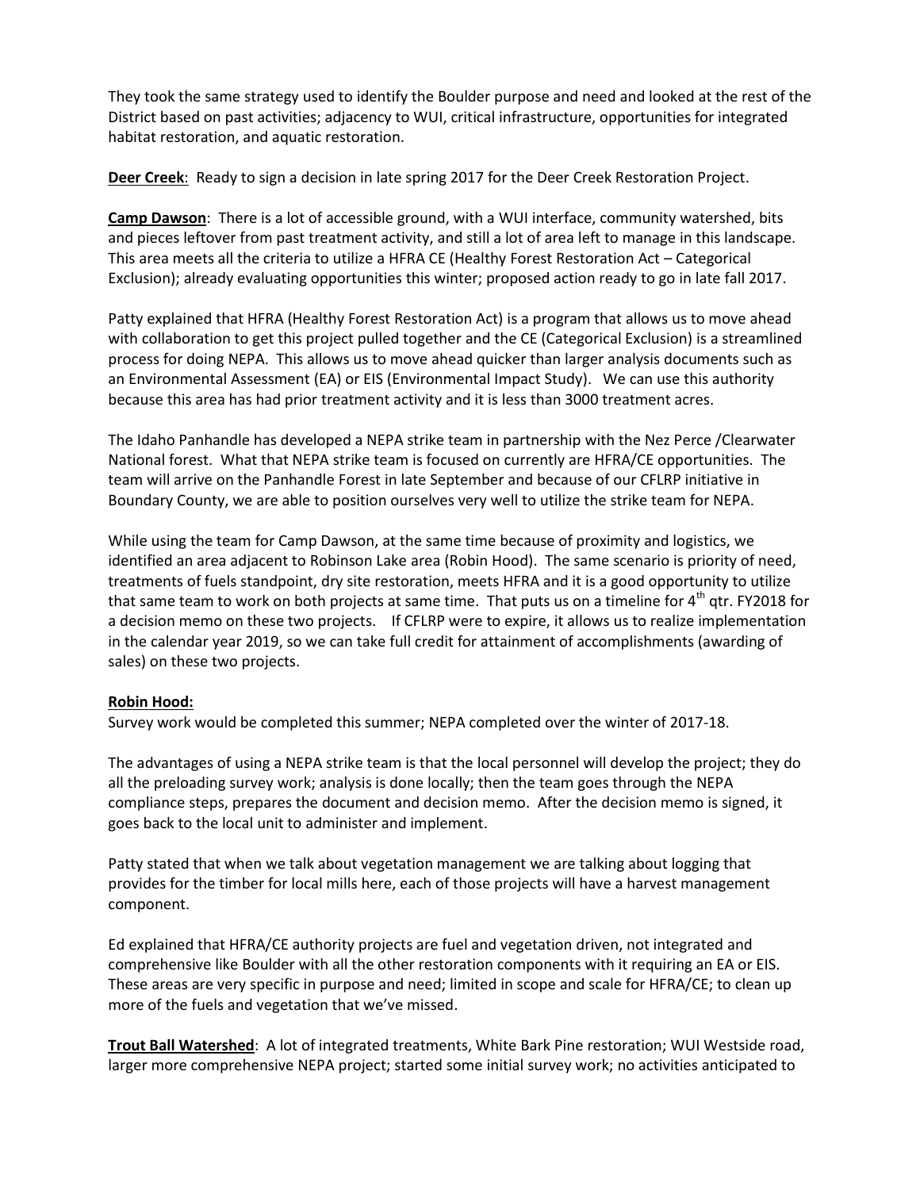They took the same strategy used to identify the Boulder purpose and need and looked at the rest of the District based on past activities; adjacency to WUI, critical infrastructure, opportunities for integrated habitat restoration, and aquatic restoration.

**<u>Deer Creek</u>**: Ready to sign a decision in late spring 2017 for the Deer Creek Restoration Project.

**<u>Camp Dawson</u>**: There is a lot of accessible ground, with a WUI interface, community watershed, bits and pieces leftover from past treatment activity, and still a lot of area left to manage in this landscape. This area meets all the criteria to utilize a HFRA CE (Healthy Forest Restoration Act – Categorical Exclusion); already evaluating opportunities this winter; proposed action ready to go in late fall 2017.

Patty explained that HFRA (Healthy Forest Restoration Act) is a program that allows us to move ahead with collaboration to get this project pulled together and the CE (Categorical Exclusion) is a streamlined process for doing NEPA. This allows us to move ahead quicker than larger analysis documents such as an Environmental Assessment (EA) or EIS (Environmental Impact Study). We can use this authority because this area has had prior treatment activity and it is less than 3000 treatment acres.

The Idaho Panhandle has developed a NEPA strike team in partnership with the Nez Perce /Clearwater National forest. What that NEPA strike team is focused on currently are HFRA/CE opportunities. The team will arrive on the Panhandle Forest in late September and because of our CFLRP initiative in Boundary County, we are able to position ourselves very well to utilize the strike team for NEPA.

While using the team for Camp Dawson, at the same time because of proximity and logistics, we identified an area adjacent to Robinson Lake area (Robin Hood). The same scenario is priority of need, treatments of fuels standpoint, dry site restoration, meets HFRA and it is a good opportunity to utilize that same team to work on both projects at same time. That puts us on a timeline for 4th qtr. FY2018 for a decision memo on these two projects. If CFLRP were to expire, it allows us to realize implementation in the calendar year 2019, so we can take full credit for attainment of accomplishments (awarding of sales) on these two projects.

**<u>Robin Hood:</u>**
Survey work would be completed this summer; NEPA completed over the winter of 2017-18.

The advantages of using a NEPA strike team is that the local personnel will develop the project; they do all the preloading survey work; analysis is done locally; then the team goes through the NEPA compliance steps, prepares the document and decision memo. After the decision memo is signed, it goes back to the local unit to administer and implement.

Patty stated that when we talk about vegetation management we are talking about logging that provides for the timber for local mills here, each of those projects will have a harvest management component.

Ed explained that HFRA/CE authority projects are fuel and vegetation driven, not integrated and comprehensive like Boulder with all the other restoration components with it requiring an EA or EIS. These areas are very specific in purpose and need; limited in scope and scale for HFRA/CE; to clean up more of the fuels and vegetation that we've missed.

**<u>Trout Ball Watershed</u>**: A lot of integrated treatments, White Bark Pine restoration; WUI Westside road, larger more comprehensive NEPA project; started some initial survey work; no activities anticipated to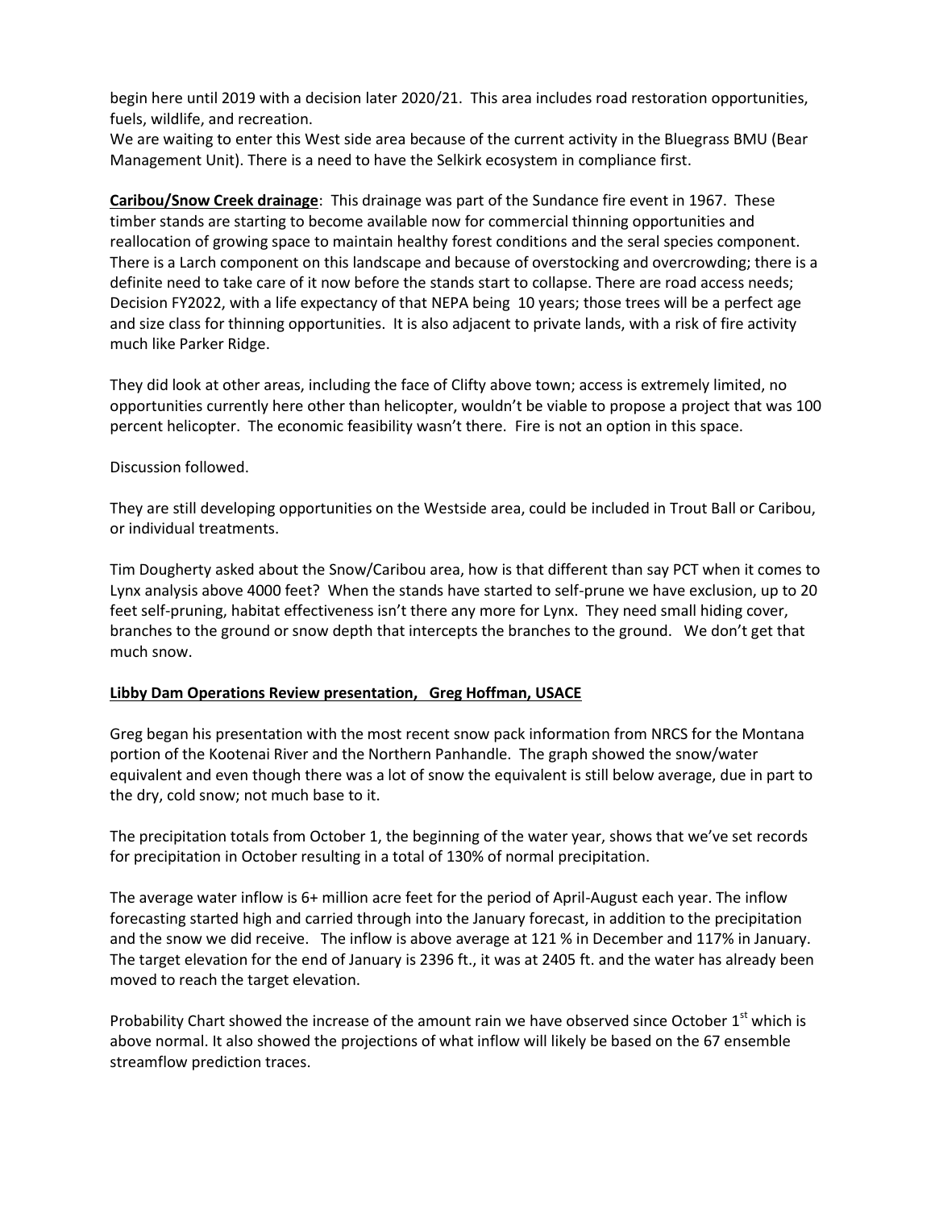begin here until 2019 with a decision later 2020/21. This area includes road restoration opportunities, fuels, wildlife, and recreation.
We are waiting to enter this West side area because of the current activity in the Bluegrass BMU (Bear Management Unit). There is a need to have the Selkirk ecosystem in compliance first.

**Caribou/Snow Creek drainage**: This drainage was part of the Sundance fire event in 1967. These timber stands are starting to become available now for commercial thinning opportunities and reallocation of growing space to maintain healthy forest conditions and the seral species component. There is a Larch component on this landscape and because of overstocking and overcrowding; there is a definite need to take care of it now before the stands start to collapse. There are road access needs; Decision FY2022, with a life expectancy of that NEPA being 10 years; those trees will be a perfect age and size class for thinning opportunities. It is also adjacent to private lands, with a risk of fire activity much like Parker Ridge.

They did look at other areas, including the face of Clifty above town; access is extremely limited, no opportunities currently here other than helicopter, wouldn't be viable to propose a project that was 100 percent helicopter. The economic feasibility wasn't there. Fire is not an option in this space.

Discussion followed.

They are still developing opportunities on the Westside area, could be included in Trout Ball or Caribou, or individual treatments.

Tim Dougherty asked about the Snow/Caribou area, how is that different than say PCT when it comes to Lynx analysis above 4000 feet? When the stands have started to self-prune we have exclusion, up to 20 feet self-pruning, habitat effectiveness isn't there any more for Lynx. They need small hiding cover, branches to the ground or snow depth that intercepts the branches to the ground. We don't get that much snow.

**Libby Dam Operations Review presentation, Greg Hoffman, USACE**

Greg began his presentation with the most recent snow pack information from NRCS for the Montana portion of the Kootenai River and the Northern Panhandle. The graph showed the snow/water equivalent and even though there was a lot of snow the equivalent is still below average, due in part to the dry, cold snow; not much base to it.

The precipitation totals from October 1, the beginning of the water year, shows that we've set records for precipitation in October resulting in a total of 130% of normal precipitation.

The average water inflow is 6+ million acre feet for the period of April-August each year. The inflow forecasting started high and carried through into the January forecast, in addition to the precipitation and the snow we did receive. The inflow is above average at 121 % in December and 117% in January. The target elevation for the end of January is 2396 ft., it was at 2405 ft. and the water has already been moved to reach the target elevation.

Probability Chart showed the increase of the amount rain we have observed since October 1st which is above normal. It also showed the projections of what inflow will likely be based on the 67 ensemble streamflow prediction traces.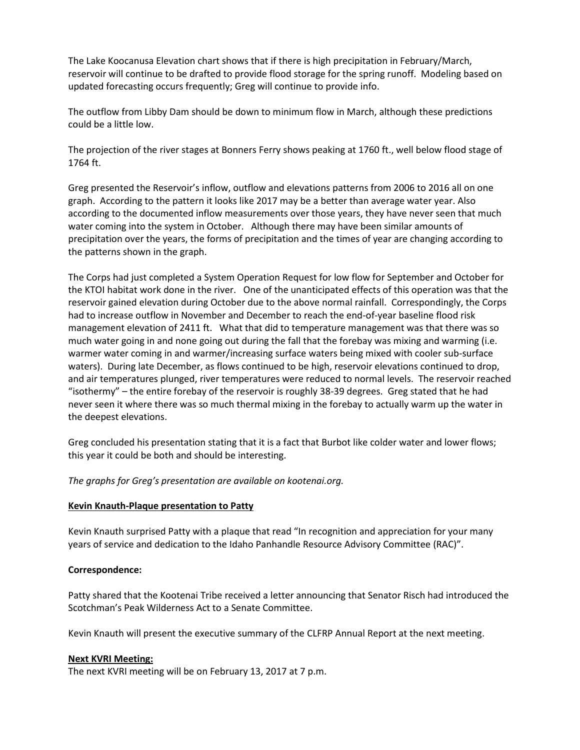The Lake Koocanusa Elevation chart shows that if there is high precipitation in February/March, reservoir will continue to be drafted to provide flood storage for the spring runoff. Modeling based on updated forecasting occurs frequently; Greg will continue to provide info.

The outflow from Libby Dam should be down to minimum flow in March, although these predictions could be a little low.

The projection of the river stages at Bonners Ferry shows peaking at 1760 ft., well below flood stage of 1764 ft.

Greg presented the Reservoir's inflow, outflow and elevations patterns from 2006 to 2016 all on one graph. According to the pattern it looks like 2017 may be a better than average water year. Also according to the documented inflow measurements over those years, they have never seen that much water coming into the system in October. Although there may have been similar amounts of precipitation over the years, the forms of precipitation and the times of year are changing according to the patterns shown in the graph.

The Corps had just completed a System Operation Request for low flow for September and October for the KTOI habitat work done in the river. One of the unanticipated effects of this operation was that the reservoir gained elevation during October due to the above normal rainfall. Correspondingly, the Corps had to increase outflow in November and December to reach the end-of-year baseline flood risk management elevation of 2411 ft. What that did to temperature management was that there was so much water going in and none going out during the fall that the forebay was mixing and warming (i.e. warmer water coming in and warmer/increasing surface waters being mixed with cooler sub-surface waters). During late December, as flows continued to be high, reservoir elevations continued to drop, and air temperatures plunged, river temperatures were reduced to normal levels. The reservoir reached "isothermy" – the entire forebay of the reservoir is roughly 38-39 degrees. Greg stated that he had never seen it where there was so much thermal mixing in the forebay to actually warm up the water in the deepest elevations.

Greg concluded his presentation stating that it is a fact that Burbot like colder water and lower flows; this year it could be both and should be interesting.

*The graphs for Greg's presentation are available on kootenai.org.*

**Kevin Knauth-Plaque presentation to Patty**

Kevin Knauth surprised Patty with a plaque that read "In recognition and appreciation for your many years of service and dedication to the Idaho Panhandle Resource Advisory Committee (RAC)".

**Correspondence:**

Patty shared that the Kootenai Tribe received a letter announcing that Senator Risch had introduced the Scotchman's Peak Wilderness Act to a Senate Committee.

Kevin Knauth will present the executive summary of the CLFRP Annual Report at the next meeting.

**Next KVRI Meeting:**

The next KVRI meeting will be on February 13, 2017 at 7 p.m.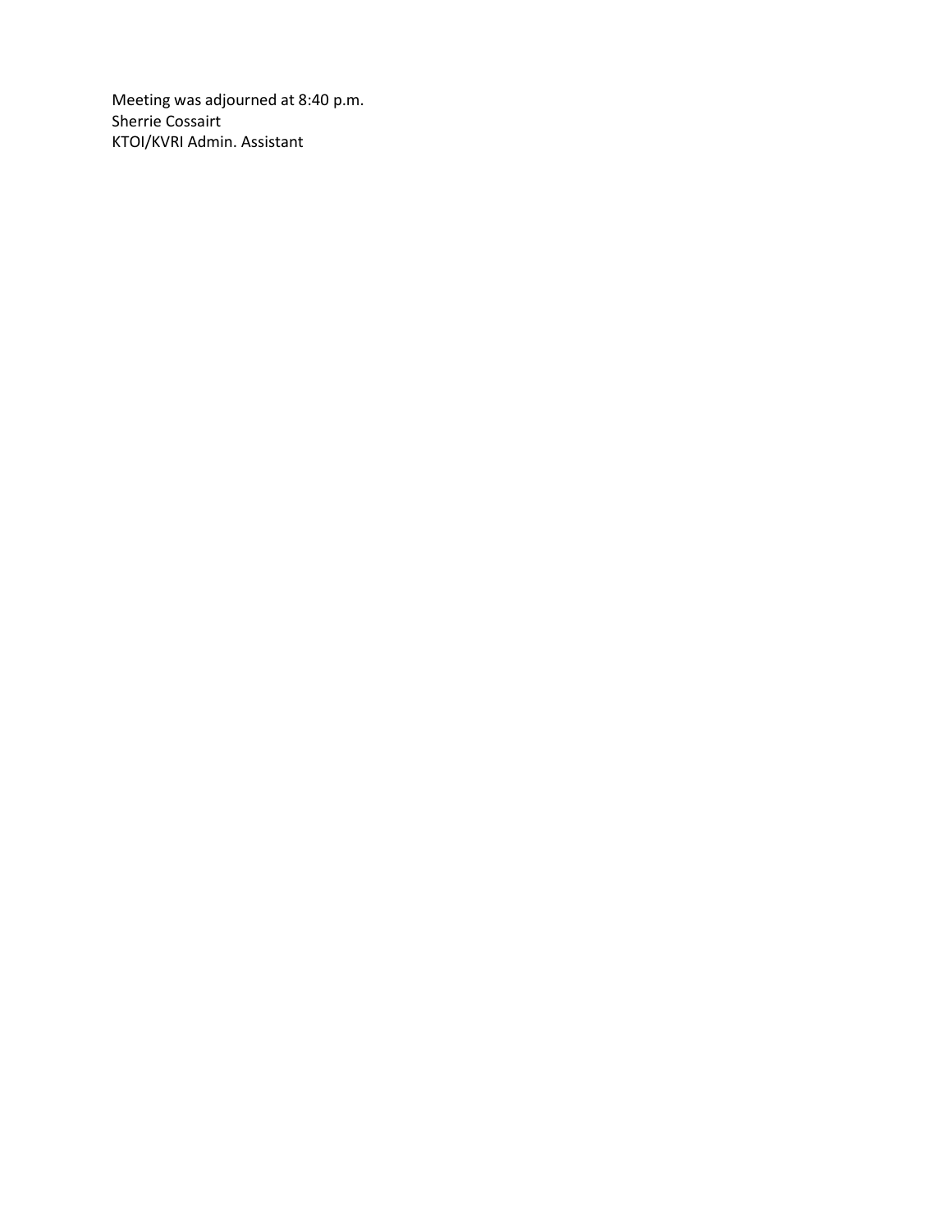Meeting was adjourned at 8:40 p.m.
Sherrie Cossairt
KTOI/KVRI Admin. Assistant